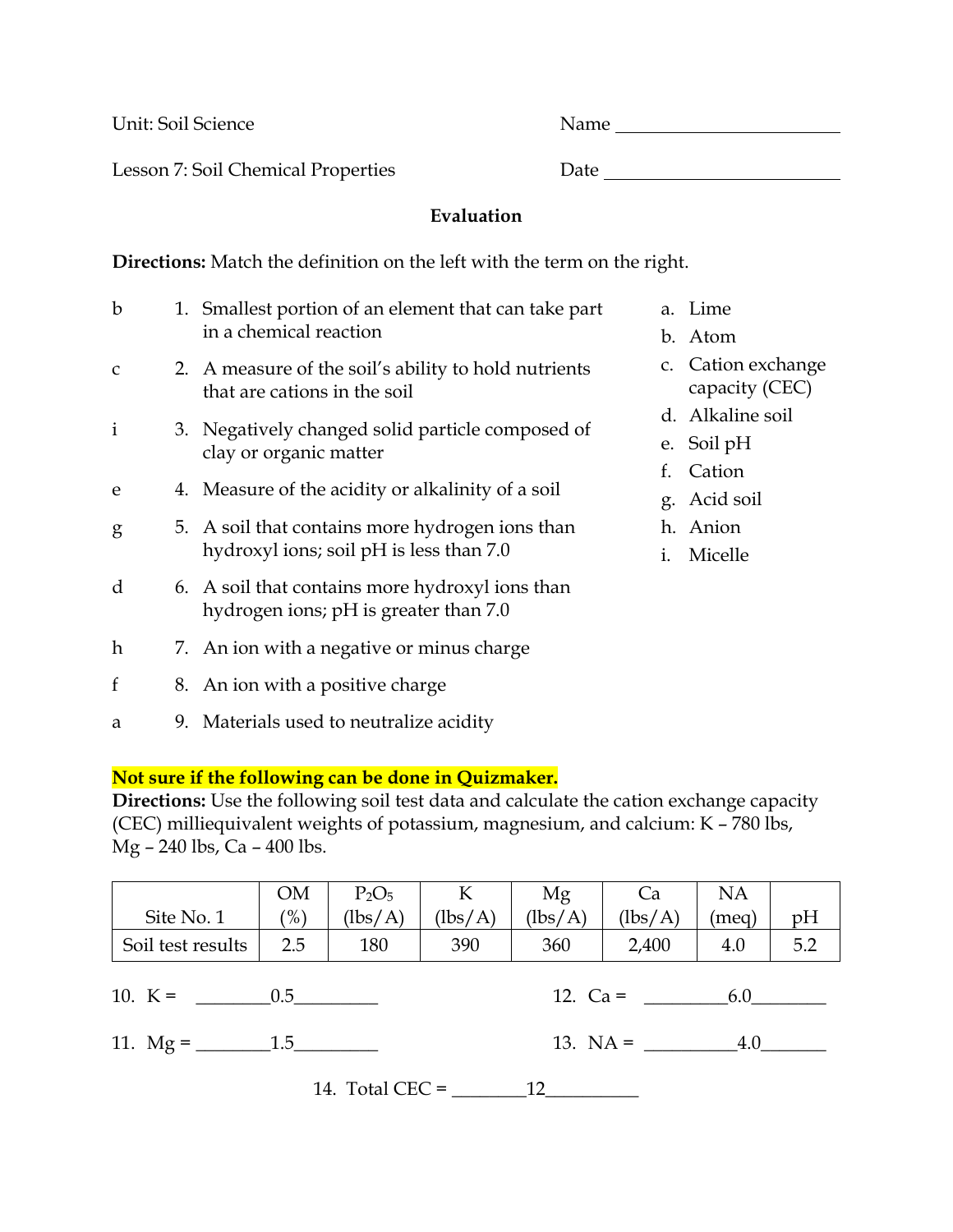Unit: Soil Science

Name ______________________

Lesson 7: Soil Chemical Properties

Date ______________________

**Evaluation**

**Directions:** Match the definition on the left with the term on the right.

b 1. Smallest portion of an element that can take part in a chemical reaction

c 2. A measure of the soil's ability to hold nutrients that are cations in the soil

i 3. Negatively changed solid particle composed of clay or organic matter

e 4. Measure of the acidity or alkalinity of a soil

g 5. A soil that contains more hydrogen ions than hydroxyl ions; soil pH is less than 7.0

d 6. A soil that contains more hydroxyl ions than hydrogen ions; pH is greater than 7.0

h 7. An ion with a negative or minus charge

f 8. An ion with a positive charge

a 9. Materials used to neutralize acidity

a. Lime
b. Atom
c. Cation exchange capacity (CEC)
d. Alkaline soil
e. Soil pH
f. Cation
g. Acid soil
h. Anion
i. Micelle

**Not sure if the following can be done in Quizmaker.**

**Directions:** Use the following soil test data and calculate the cation exchange capacity (CEC) milliequivalent weights of potassium, magnesium, and calcium: K – 780 lbs, Mg – 240 lbs, Ca – 400 lbs.

| Site No. 1 | OM (%) | $P_2O_5$ (lbs/A) | K (lbs/A) | Mg (lbs/A) | Ca (lbs/A) | NA (meq) | pH |
|---|---|---|---|---|---|---|---|
| Soil test results | 2.5 | 180 | 390 | 360 | 2,400 | 4.0 | 5.2 |

10. K = ________0.5________

11. Mg = ________1.5________

12. Ca = ________6.0________

13. NA = __________4.0_______

14. Total CEC = ________12__________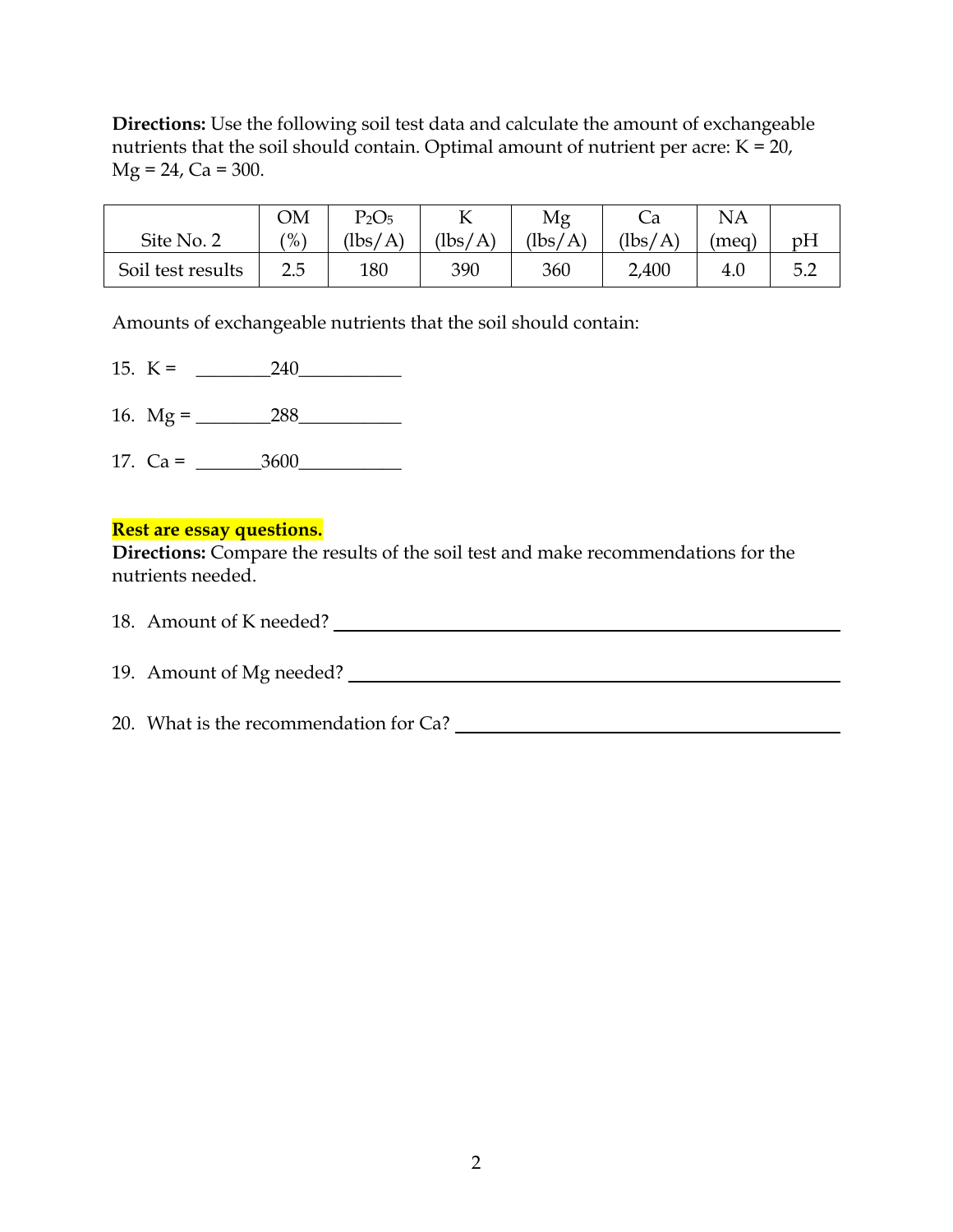**Directions:** Use the following soil test data and calculate the amount of exchangeable nutrients that the soil should contain. Optimal amount of nutrient per acre: K = 20, Mg = 24, Ca = 300.

| Site No. 2 | OM (%) | $P_2O_5$ (lbs/A) | K (lbs/A) | Mg (lbs/A) | Ca (lbs/A) | NA (meq) | pH |
|---|---|---|---|---|---|---|---|
| Soil test results | 2.5 | 180 | 390 | 360 | 2,400 | 4.0 | 5.2 |

Amounts of exchangeable nutrients that the soil should contain:

15. K = ________240___________

16. Mg = ________288___________

17. Ca = _______3600___________

**Rest are essay questions.**

**Directions:** Compare the results of the soil test and make recommendations for the nutrients needed.

18. Amount of K needed? ____________________________________________

19. Amount of Mg needed? ____________________________________________

20. What is the recommendation for Ca? ______________________________________